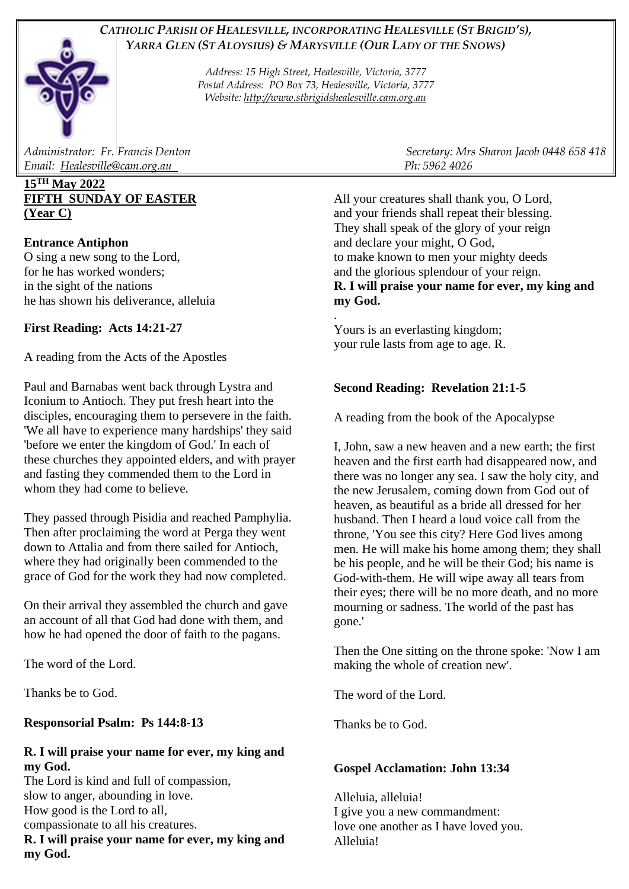*CATHOLIC PARISH OF HEALESVILLE, INCORPORATING HEALESVILLE (ST BRIGID'S), YARRA GLEN (ST ALOYSIUS) & MARYSVILLE (OUR LADY OF THE SNOWS)*

*Address: 15 High Street, Healesville, Victoria, 3777*
*Postal Address: PO Box 73, Healesville, Victoria, 3777*
*Website: http://www.stbrigidshealesville.cam.org.au*

*Administrator: Fr. Francis Denton* — *Secretary: Mrs Sharon Jacob 0448 658 418*
*Email: Healesville@cam.org.au* — *Ph: 5962 4026*

**15TH May 2022**
**FIFTH SUNDAY OF EASTER**
**(Year C)**

**Entrance Antiphon**

O sing a new song to the Lord,
for he has worked wonders;
in the sight of the nations
he has shown his deliverance, alleluia

**First Reading: Acts 14:21-27**

A reading from the Acts of the Apostles

Paul and Barnabas went back through Lystra and Iconium to Antioch. They put fresh heart into the disciples, encouraging them to persevere in the faith. 'We all have to experience many hardships' they said 'before we enter the kingdom of God.' In each of these churches they appointed elders, and with prayer and fasting they commended them to the Lord in whom they had come to believe.

They passed through Pisidia and reached Pamphylia. Then after proclaiming the word at Perga they went down to Attalia and from there sailed for Antioch, where they had originally been commended to the grace of God for the work they had now completed.

On their arrival they assembled the church and gave an account of all that God had done with them, and how he had opened the door of faith to the pagans.

The word of the Lord.

Thanks be to God.

**Responsorial Psalm: Ps 144:8-13**

**R. I will praise your name for ever, my king and my God.**

The Lord is kind and full of compassion,
slow to anger, abounding in love.
How good is the Lord to all,
compassionate to all his creatures.
**R. I will praise your name for ever, my king and my God.**

All your creatures shall thank you, O Lord,
and your friends shall repeat their blessing.
They shall speak of the glory of your reign
and declare your might, O God,
to make known to men your mighty deeds
and the glorious splendour of your reign.
**R. I will praise your name for ever, my king and my God.**

Yours is an everlasting kingdom;
your rule lasts from age to age. R.

**Second Reading: Revelation 21:1-5**

A reading from the book of the Apocalypse

I, John, saw a new heaven and a new earth; the first heaven and the first earth had disappeared now, and there was no longer any sea. I saw the holy city, and the new Jerusalem, coming down from God out of heaven, as beautiful as a bride all dressed for her husband. Then I heard a loud voice call from the throne, 'You see this city? Here God lives among men. He will make his home among them; they shall be his people, and he will be their God; his name is God-with-them. He will wipe away all tears from their eyes; there will be no more death, and no more mourning or sadness. The world of the past has gone.'

Then the One sitting on the throne spoke: 'Now I am making the whole of creation new'.

The word of the Lord.

Thanks be to God.

**Gospel Acclamation: John 13:34**

Alleluia, alleluia!
I give you a new commandment:
love one another as I have loved you.
Alleluia!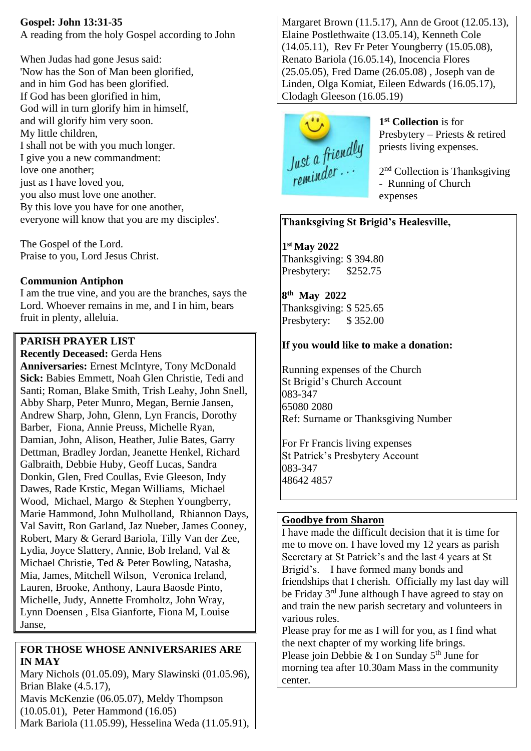**Gospel: John 13:31-35**
A reading from the holy Gospel according to John

When Judas had gone Jesus said:
'Now has the Son of Man been glorified,
and in him God has been glorified.
If God has been glorified in him,
God will in turn glorify him in himself,
and will glorify him very soon.
My little children,
I shall not be with you much longer.
I give you a new commandment:
love one another;
just as I have loved you,
you also must love one another.
By this love you have for one another,
everyone will know that you are my disciples'.

The Gospel of the Lord.
Praise to you, Lord Jesus Christ.

**Communion Antiphon**
I am the true vine, and you are the branches, says the Lord. Whoever remains in me, and I in him, bears fruit in plenty, alleluia.

**PARISH PRAYER LIST**
**Recently Deceased:** Gerda Hens
**Anniversaries:** Ernest McIntyre, Tony McDonald
**Sick:** Babies Emmett, Noah Glen Christie, Tedi and Santi; Roman, Blake Smith, Trish Leahy, John Snell, Abby Sharp, Peter Munro, Megan, Bernie Jansen, Andrew Sharp, John, Glenn, Lyn Francis, Dorothy Barber, Fiona, Annie Preuss, Michelle Ryan, Damian, John, Alison, Heather, Julie Bates, Garry Dettman, Bradley Jordan, Jeanette Henkel, Richard Galbraith, Debbie Huby, Geoff Lucas, Sandra Donkin, Glen, Fred Coullas, Evie Gleeson, Indy Dawes, Rade Krstic, Megan Williams, Michael Wood, Michael, Margo & Stephen Youngberry, Marie Hammond, John Mulholland, Rhiannon Days, Val Savitt, Ron Garland, Jaz Nueber, James Cooney, Robert, Mary & Gerard Bariola, Tilly Van der Zee, Lydia, Joyce Slattery, Annie, Bob Ireland, Val & Michael Christie, Ted & Peter Bowling, Natasha, Mia, James, Mitchell Wilson, Veronica Ireland, Lauren, Brooke, Anthony, Laura Baosde Pinto, Michelle, Judy, Annette Fromholtz, John Wray, Lynn Doensen , Elsa Gianforte, Fiona M, Louise Janse,

**FOR THOSE WHOSE ANNIVERSARIES ARE IN MAY**
Mary Nichols (01.05.09), Mary Slawinski (01.05.96), Brian Blake (4.5.17),
Mavis McKenzie (06.05.07), Meldy Thompson (10.05.01), Peter Hammond (16.05)
Mark Bariola (11.05.99), Hesselina Weda (11.05.91), Margaret Brown (11.5.17), Ann de Groot (12.05.13), Elaine Postlethwaite (13.05.14), Kenneth Cole (14.05.11), Rev Fr Peter Youngberry (15.05.08), Renato Bariola (16.05.14), Inocencia Flores (25.05.05), Fred Dame (26.05.08) , Joseph van de Linden, Olga Komiat, Eileen Edwards (16.05.17), Clodagh Gleeson (16.05.19)

Just a friendly reminder...

1[st] **Collection** is for Presbytery – Priests & retired priests living expenses.

2[nd] Collection is Thanksgiving - Running of Church expenses

**Thanksgiving St Brigid's Healesville,**

**1[st] May 2022**
Thanksgiving: $ 394.80
Presbytery: $252.75

**8[th] May 2022**
Thanksgiving: $ 525.65
Presbytery: $ 352.00

**If you would like to make a donation:**

Running expenses of the Church
St Brigid's Church Account
083-347
65080 2080
Ref: Surname or Thanksgiving Number

For Fr Francis living expenses
St Patrick's Presbytery Account
083-347
48642 4857

**Goodbye from Sharon**
I have made the difficult decision that it is time for me to move on. I have loved my 12 years as parish Secretary at St Patrick's and the last 4 years at St Brigid's. I have formed many bonds and friendships that I cherish. Officially my last day will be Friday 3[rd] June although I have agreed to stay on and train the new parish secretary and volunteers in various roles.
Please pray for me as I will for you, as I find what the next chapter of my working life brings.
Please join Debbie & I on Sunday 5[th] June for morning tea after 10.30am Mass in the community center.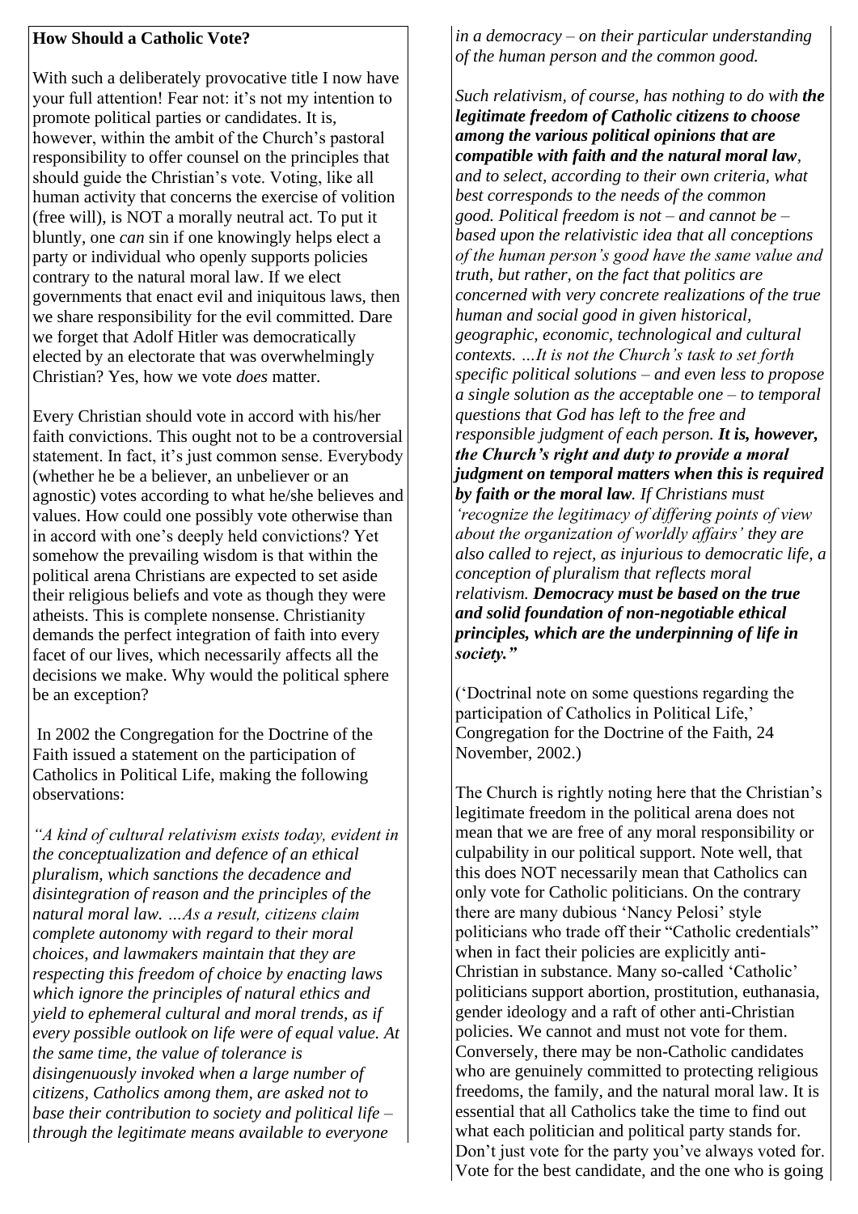**How Should a Catholic Vote?**

With such a deliberately provocative title I now have your full attention! Fear not: it's not my intention to promote political parties or candidates. It is, however, within the ambit of the Church's pastoral responsibility to offer counsel on the principles that should guide the Christian's vote. Voting, like all human activity that concerns the exercise of volition (free will), is NOT a morally neutral act. To put it bluntly, one *can* sin if one knowingly helps elect a party or individual who openly supports policies contrary to the natural moral law. If we elect governments that enact evil and iniquitous laws, then we share responsibility for the evil committed. Dare we forget that Adolf Hitler was democratically elected by an electorate that was overwhelmingly Christian? Yes, how we vote *does* matter.

Every Christian should vote in accord with his/her faith convictions. This ought not to be a controversial statement. In fact, it's just common sense. Everybody (whether he be a believer, an unbeliever or an agnostic) votes according to what he/she believes and values. How could one possibly vote otherwise than in accord with one's deeply held convictions? Yet somehow the prevailing wisdom is that within the political arena Christians are expected to set aside their religious beliefs and vote as though they were atheists. This is complete nonsense. Christianity demands the perfect integration of faith into every facet of our lives, which necessarily affects all the decisions we make. Why would the political sphere be an exception?

In 2002 the Congregation for the Doctrine of the Faith issued a statement on the participation of Catholics in Political Life, making the following observations:

*"A kind of cultural relativism exists today, evident in the conceptualization and defence of an ethical pluralism, which sanctions the decadence and disintegration of reason and the principles of the natural moral law. …As a result, citizens claim complete autonomy with regard to their moral choices, and lawmakers maintain that they are respecting this freedom of choice by enacting laws which ignore the principles of natural ethics and yield to ephemeral cultural and moral trends, as if every possible outlook on life were of equal value. At the same time, the value of tolerance is disingenuously invoked when a large number of citizens, Catholics among them, are asked not to base their contribution to society and political life – through the legitimate means available to everyone in a democracy – on their particular understanding of the human person and the common good.*

*Such relativism, of course, has nothing to do with* ***the legitimate freedom of Catholic citizens to choose among the various political opinions that are compatible with faith and the natural moral law****, and to select, according to their own criteria, what best corresponds to the needs of the common good. Political freedom is not – and cannot be – based upon the relativistic idea that all conceptions of the human person's good have the same value and truth, but rather, on the fact that politics are concerned with very concrete realizations of the true human and social good in given historical, geographic, economic, technological and cultural contexts. …It is not the Church's task to set forth specific political solutions – and even less to propose a single solution as the acceptable one – to temporal questions that God has left to the free and responsible judgment of each person.* ***It is, however, the Church's right and duty to provide a moral judgment on temporal matters when this is required by faith or the moral law****. If Christians must 'recognize the legitimacy of differing points of view about the organization of worldly affairs' they are also called to reject, as injurious to democratic life, a conception of pluralism that reflects moral relativism.* ***Democracy must be based on the true and solid foundation of non-negotiable ethical principles, which are the underpinning of life in society."***

('Doctrinal note on some questions regarding the participation of Catholics in Political Life,' Congregation for the Doctrine of the Faith, 24 November, 2002.)

The Church is rightly noting here that the Christian's legitimate freedom in the political arena does not mean that we are free of any moral responsibility or culpability in our political support. Note well, that this does NOT necessarily mean that Catholics can only vote for Catholic politicians. On the contrary there are many dubious 'Nancy Pelosi' style politicians who trade off their "Catholic credentials" when in fact their policies are explicitly anti-Christian in substance. Many so-called 'Catholic' politicians support abortion, prostitution, euthanasia, gender ideology and a raft of other anti-Christian policies. We cannot and must not vote for them. Conversely, there may be non-Catholic candidates who are genuinely committed to protecting religious freedoms, the family, and the natural moral law. It is essential that all Catholics take the time to find out what each politician and political party stands for. Don't just vote for the party you've always voted for. Vote for the best candidate, and the one who is going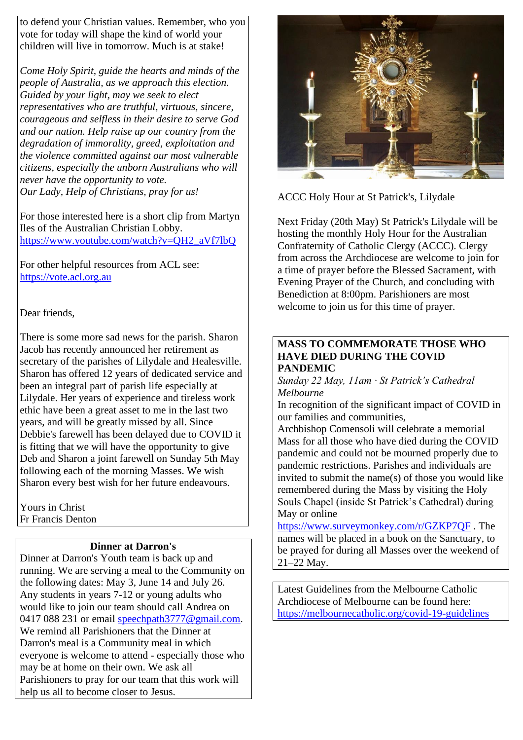to defend your Christian values. Remember, who you vote for today will shape the kind of world your children will live in tomorrow. Much is at stake!

*Come Holy Spirit, guide the hearts and minds of the people of Australia, as we approach this election. Guided by your light, may we seek to elect representatives who are truthful, virtuous, sincere, courageous and selfless in their desire to serve God and our nation. Help raise up our country from the degradation of immorality, greed, exploitation and the violence committed against our most vulnerable citizens, especially the unborn Australians who will never have the opportunity to vote.*
*Our Lady, Help of Christians, pray for us!*

For those interested here is a short clip from Martyn Iles of the Australian Christian Lobby.
https://www.youtube.com/watch?v=QH2_aVf7lbQ

For other helpful resources from ACL see:
https://vote.acl.org.au

Dear friends,

There is some more sad news for the parish. Sharon Jacob has recently announced her retirement as secretary of the parishes of Lilydale and Healesville. Sharon has offered 12 years of dedicated service and been an integral part of parish life especially at Lilydale. Her years of experience and tireless work ethic have been a great asset to me in the last two years, and will be greatly missed by all. Since Debbie's farewell has been delayed due to COVID it is fitting that we will have the opportunity to give Deb and Sharon a joint farewell on Sunday 5th May following each of the morning Masses. We wish Sharon every best wish for her future endeavours.

Yours in Christ
Fr Francis Denton

**Dinner at Darron's**

Dinner at Darron's Youth team is back up and running. We are serving a meal to the Community on the following dates: May 3, June 14 and July 26. Any students in years 7-12 or young adults who would like to join our team should call Andrea on 0417 088 231 or email speechpath3777@gmail.com. We remind all Parishioners that the Dinner at Darron's meal is a Community meal in which everyone is welcome to attend - especially those who may be at home on their own. We ask all Parishioners to pray for our team that this work will help us all to become closer to Jesus.

ACCC Holy Hour at St Patrick's, Lilydale

Next Friday (20th May) St Patrick's Lilydale will be hosting the monthly Holy Hour for the Australian Confraternity of Catholic Clergy (ACCC). Clergy from across the Archdiocese are welcome to join for a time of prayer before the Blessed Sacrament, with Evening Prayer of the Church, and concluding with Benediction at 8:00pm. Parishioners are most welcome to join us for this time of prayer.

**MASS TO COMMEMORATE THOSE WHO HAVE DIED DURING THE COVID PANDEMIC**

*Sunday 22 May, 11am · St Patrick's Cathedral Melbourne*

In recognition of the significant impact of COVID in our families and communities,
Archbishop Comensoli will celebrate a memorial Mass for all those who have died during the COVID pandemic and could not be mourned properly due to pandemic restrictions. Parishes and individuals are invited to submit the name(s) of those you would like remembered during the Mass by visiting the Holy Souls Chapel (inside St Patrick's Cathedral) during May or online https://www.surveymonkey.com/r/GZKP7QF . The names will be placed in a book on the Sanctuary, to be prayed for during all Masses over the weekend of 21–22 May.

Latest Guidelines from the Melbourne Catholic Archdiocese of Melbourne can be found here: https://melbournecatholic.org/covid-19-guidelines